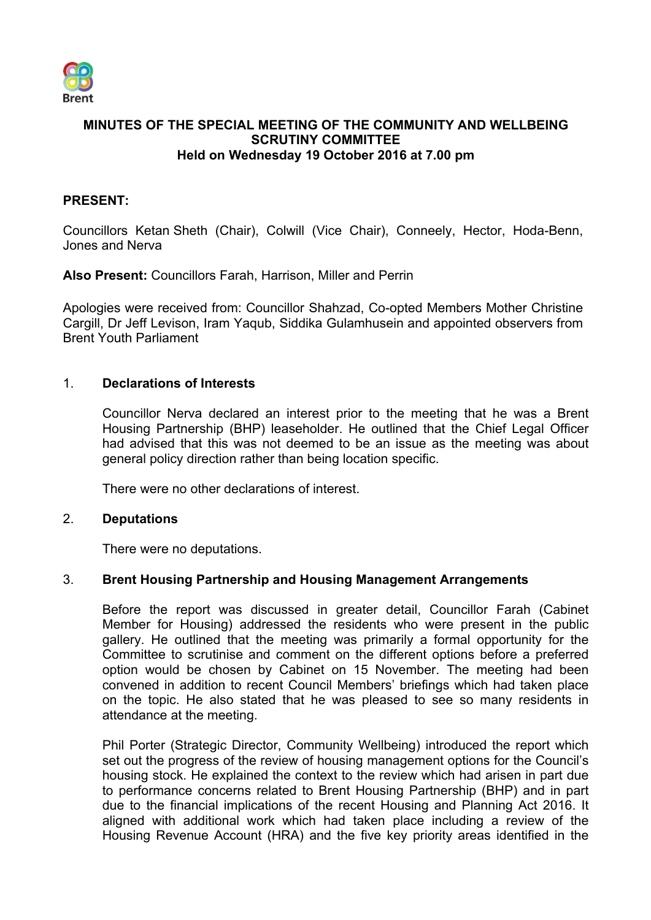**MINUTES OF THE SPECIAL MEETING OF THE COMMUNITY AND WELLBEING SCRUTINY COMMITTEE**
**Held on Wednesday 19 October 2016 at 7.00 pm**

**PRESENT:**

Councillors Ketan Sheth (Chair), Colwill (Vice Chair), Conneely, Hector, Hoda-Benn, Jones and Nerva

**Also Present:** Councillors Farah, Harrison, Miller and Perrin

Apologies were received from: Councillor Shahzad, Co-opted Members Mother Christine Cargill, Dr Jeff Levison, Iram Yaqub, Siddika Gulamhusein and appointed observers from Brent Youth Parliament

1. **Declarations of Interests**

   Councillor Nerva declared an interest prior to the meeting that he was a Brent Housing Partnership (BHP) leaseholder. He outlined that the Chief Legal Officer had advised that this was not deemed to be an issue as the meeting was about general policy direction rather than being location specific.

   There were no other declarations of interest.

2. **Deputations**

   There were no deputations.

3. **Brent Housing Partnership and Housing Management Arrangements**

   Before the report was discussed in greater detail, Councillor Farah (Cabinet Member for Housing) addressed the residents who were present in the public gallery. He outlined that the meeting was primarily a formal opportunity for the Committee to scrutinise and comment on the different options before a preferred option would be chosen by Cabinet on 15 November. The meeting had been convened in addition to recent Council Members' briefings which had taken place on the topic. He also stated that he was pleased to see so many residents in attendance at the meeting.

   Phil Porter (Strategic Director, Community Wellbeing) introduced the report which set out the progress of the review of housing management options for the Council's housing stock. He explained the context to the review which had arisen in part due to performance concerns related to Brent Housing Partnership (BHP) and in part due to the financial implications of the recent Housing and Planning Act 2016. It aligned with additional work which had taken place including a review of the Housing Revenue Account (HRA) and the five key priority areas identified in the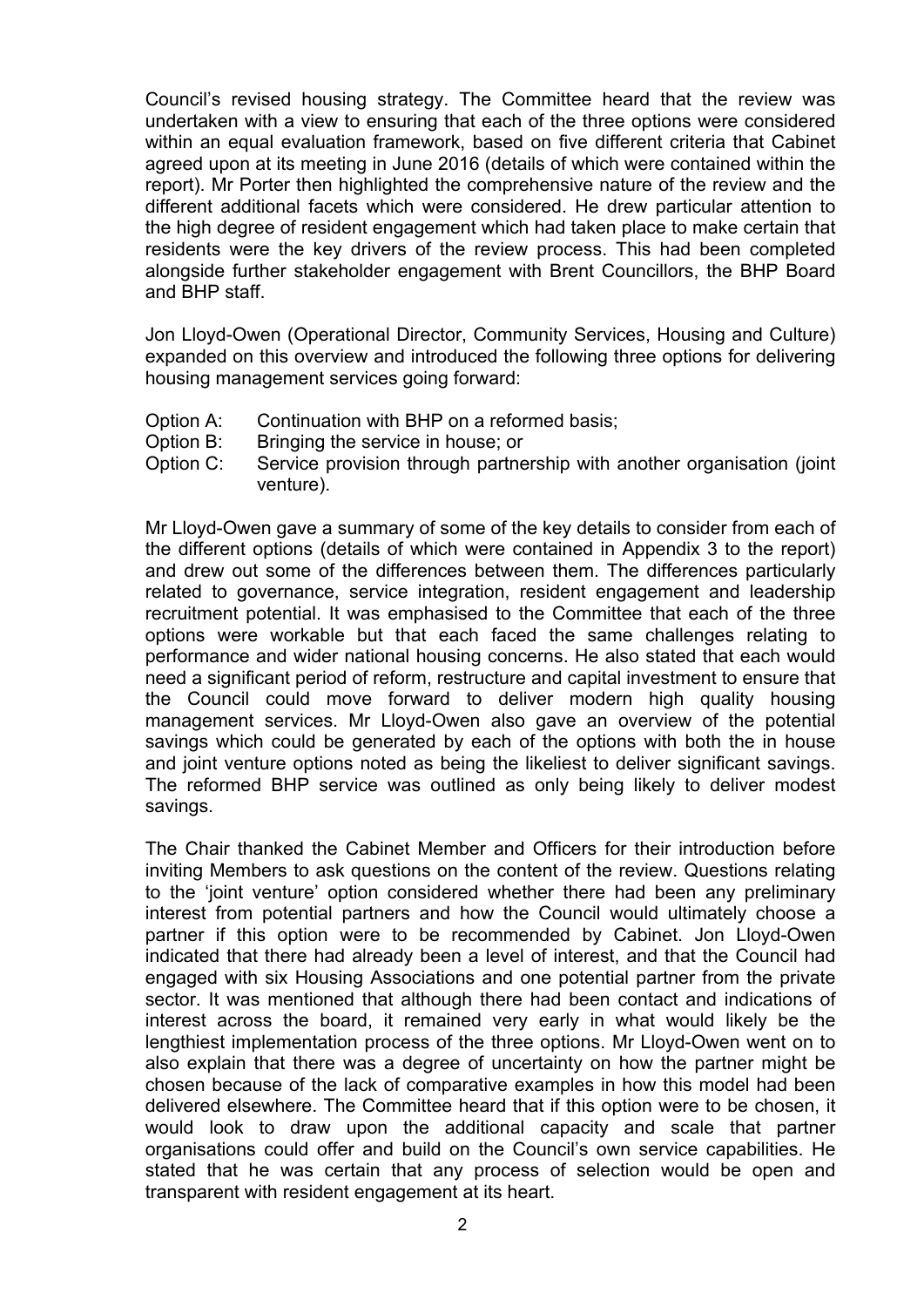Council's revised housing strategy. The Committee heard that the review was undertaken with a view to ensuring that each of the three options were considered within an equal evaluation framework, based on five different criteria that Cabinet agreed upon at its meeting in June 2016 (details of which were contained within the report). Mr Porter then highlighted the comprehensive nature of the review and the different additional facets which were considered. He drew particular attention to the high degree of resident engagement which had taken place to make certain that residents were the key drivers of the review process. This had been completed alongside further stakeholder engagement with Brent Councillors, the BHP Board and BHP staff.

Jon Lloyd-Owen (Operational Director, Community Services, Housing and Culture) expanded on this overview and introduced the following three options for delivering housing management services going forward:

- Option A: Continuation with BHP on a reformed basis;
- Option B: Bringing the service in house; or
- Option C: Service provision through partnership with another organisation (joint venture).

Mr Lloyd-Owen gave a summary of some of the key details to consider from each of the different options (details of which were contained in Appendix 3 to the report) and drew out some of the differences between them. The differences particularly related to governance, service integration, resident engagement and leadership recruitment potential. It was emphasised to the Committee that each of the three options were workable but that each faced the same challenges relating to performance and wider national housing concerns. He also stated that each would need a significant period of reform, restructure and capital investment to ensure that the Council could move forward to deliver modern high quality housing management services. Mr Lloyd-Owen also gave an overview of the potential savings which could be generated by each of the options with both the in house and joint venture options noted as being the likeliest to deliver significant savings. The reformed BHP service was outlined as only being likely to deliver modest savings.

The Chair thanked the Cabinet Member and Officers for their introduction before inviting Members to ask questions on the content of the review. Questions relating to the 'joint venture' option considered whether there had been any preliminary interest from potential partners and how the Council would ultimately choose a partner if this option were to be recommended by Cabinet. Jon Lloyd-Owen indicated that there had already been a level of interest, and that the Council had engaged with six Housing Associations and one potential partner from the private sector. It was mentioned that although there had been contact and indications of interest across the board, it remained very early in what would likely be the lengthiest implementation process of the three options. Mr Lloyd-Owen went on to also explain that there was a degree of uncertainty on how the partner might be chosen because of the lack of comparative examples in how this model had been delivered elsewhere. The Committee heard that if this option were to be chosen, it would look to draw upon the additional capacity and scale that partner organisations could offer and build on the Council's own service capabilities. He stated that he was certain that any process of selection would be open and transparent with resident engagement at its heart.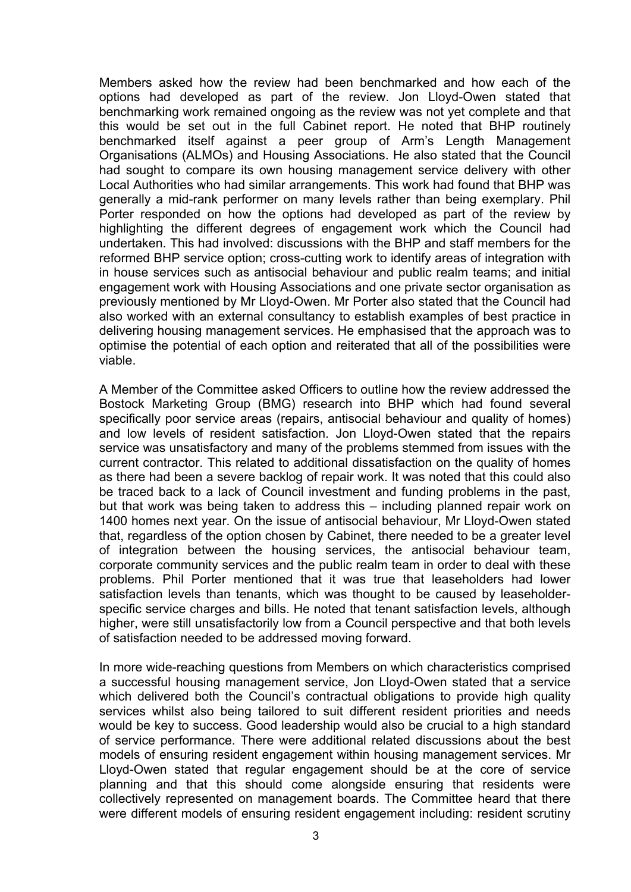Members asked how the review had been benchmarked and how each of the options had developed as part of the review. Jon Lloyd-Owen stated that benchmarking work remained ongoing as the review was not yet complete and that this would be set out in the full Cabinet report. He noted that BHP routinely benchmarked itself against a peer group of Arm's Length Management Organisations (ALMOs) and Housing Associations. He also stated that the Council had sought to compare its own housing management service delivery with other Local Authorities who had similar arrangements. This work had found that BHP was generally a mid-rank performer on many levels rather than being exemplary. Phil Porter responded on how the options had developed as part of the review by highlighting the different degrees of engagement work which the Council had undertaken. This had involved: discussions with the BHP and staff members for the reformed BHP service option; cross-cutting work to identify areas of integration with in house services such as antisocial behaviour and public realm teams; and initial engagement work with Housing Associations and one private sector organisation as previously mentioned by Mr Lloyd-Owen. Mr Porter also stated that the Council had also worked with an external consultancy to establish examples of best practice in delivering housing management services. He emphasised that the approach was to optimise the potential of each option and reiterated that all of the possibilities were viable.

A Member of the Committee asked Officers to outline how the review addressed the Bostock Marketing Group (BMG) research into BHP which had found several specifically poor service areas (repairs, antisocial behaviour and quality of homes) and low levels of resident satisfaction. Jon Lloyd-Owen stated that the repairs service was unsatisfactory and many of the problems stemmed from issues with the current contractor. This related to additional dissatisfaction on the quality of homes as there had been a severe backlog of repair work. It was noted that this could also be traced back to a lack of Council investment and funding problems in the past, but that work was being taken to address this – including planned repair work on 1400 homes next year. On the issue of antisocial behaviour, Mr Lloyd-Owen stated that, regardless of the option chosen by Cabinet, there needed to be a greater level of integration between the housing services, the antisocial behaviour team, corporate community services and the public realm team in order to deal with these problems. Phil Porter mentioned that it was true that leaseholders had lower satisfaction levels than tenants, which was thought to be caused by leaseholder-specific service charges and bills. He noted that tenant satisfaction levels, although higher, were still unsatisfactorily low from a Council perspective and that both levels of satisfaction needed to be addressed moving forward.

In more wide-reaching questions from Members on which characteristics comprised a successful housing management service, Jon Lloyd-Owen stated that a service which delivered both the Council's contractual obligations to provide high quality services whilst also being tailored to suit different resident priorities and needs would be key to success. Good leadership would also be crucial to a high standard of service performance. There were additional related discussions about the best models of ensuring resident engagement within housing management services. Mr Lloyd-Owen stated that regular engagement should be at the core of service planning and that this should come alongside ensuring that residents were collectively represented on management boards. The Committee heard that there were different models of ensuring resident engagement including: resident scrutiny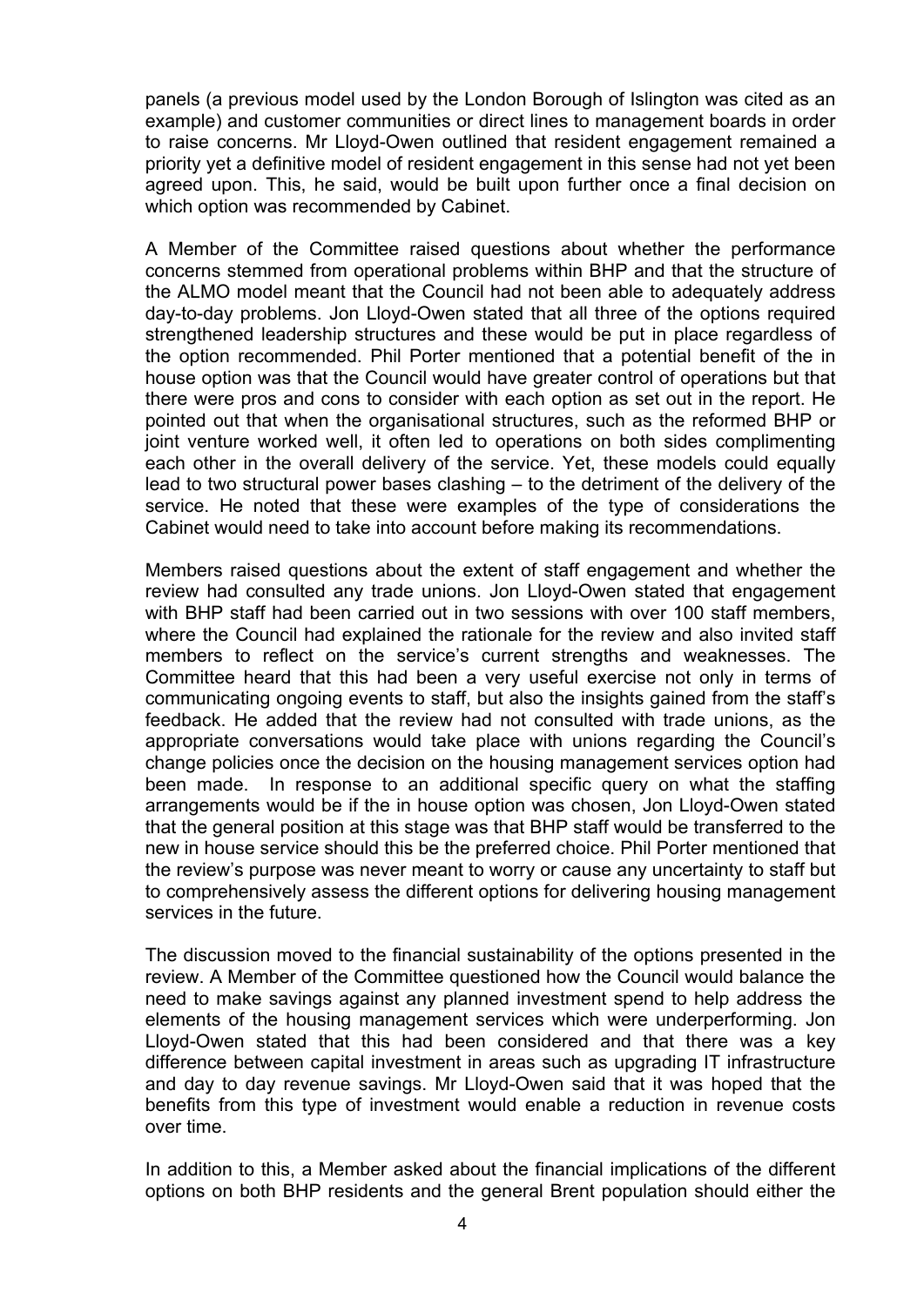panels (a previous model used by the London Borough of Islington was cited as an example) and customer communities or direct lines to management boards in order to raise concerns. Mr Lloyd-Owen outlined that resident engagement remained a priority yet a definitive model of resident engagement in this sense had not yet been agreed upon. This, he said, would be built upon further once a final decision on which option was recommended by Cabinet.

A Member of the Committee raised questions about whether the performance concerns stemmed from operational problems within BHP and that the structure of the ALMO model meant that the Council had not been able to adequately address day-to-day problems. Jon Lloyd-Owen stated that all three of the options required strengthened leadership structures and these would be put in place regardless of the option recommended. Phil Porter mentioned that a potential benefit of the in house option was that the Council would have greater control of operations but that there were pros and cons to consider with each option as set out in the report. He pointed out that when the organisational structures, such as the reformed BHP or joint venture worked well, it often led to operations on both sides complimenting each other in the overall delivery of the service. Yet, these models could equally lead to two structural power bases clashing – to the detriment of the delivery of the service. He noted that these were examples of the type of considerations the Cabinet would need to take into account before making its recommendations.

Members raised questions about the extent of staff engagement and whether the review had consulted any trade unions. Jon Lloyd-Owen stated that engagement with BHP staff had been carried out in two sessions with over 100 staff members, where the Council had explained the rationale for the review and also invited staff members to reflect on the service's current strengths and weaknesses. The Committee heard that this had been a very useful exercise not only in terms of communicating ongoing events to staff, but also the insights gained from the staff's feedback. He added that the review had not consulted with trade unions, as the appropriate conversations would take place with unions regarding the Council's change policies once the decision on the housing management services option had been made. In response to an additional specific query on what the staffing arrangements would be if the in house option was chosen, Jon Lloyd-Owen stated that the general position at this stage was that BHP staff would be transferred to the new in house service should this be the preferred choice. Phil Porter mentioned that the review's purpose was never meant to worry or cause any uncertainty to staff but to comprehensively assess the different options for delivering housing management services in the future.

The discussion moved to the financial sustainability of the options presented in the review. A Member of the Committee questioned how the Council would balance the need to make savings against any planned investment spend to help address the elements of the housing management services which were underperforming. Jon Lloyd-Owen stated that this had been considered and that there was a key difference between capital investment in areas such as upgrading IT infrastructure and day to day revenue savings. Mr Lloyd-Owen said that it was hoped that the benefits from this type of investment would enable a reduction in revenue costs over time.

In addition to this, a Member asked about the financial implications of the different options on both BHP residents and the general Brent population should either the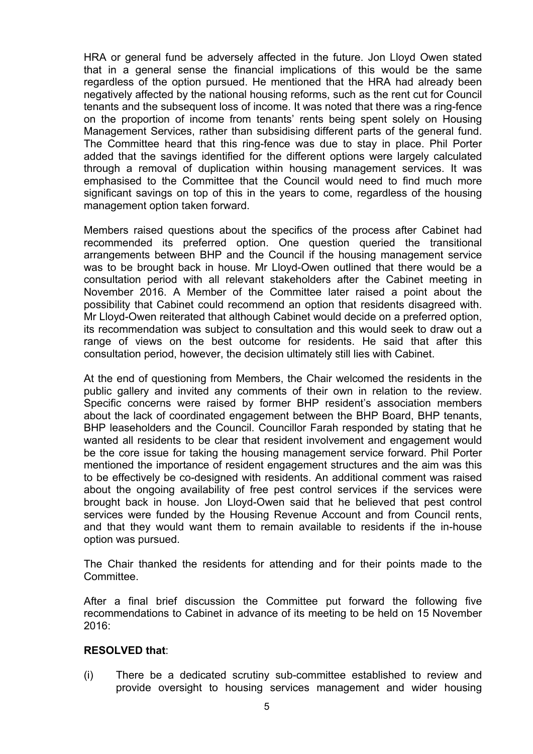HRA or general fund be adversely affected in the future. Jon Lloyd Owen stated that in a general sense the financial implications of this would be the same regardless of the option pursued. He mentioned that the HRA had already been negatively affected by the national housing reforms, such as the rent cut for Council tenants and the subsequent loss of income. It was noted that there was a ring-fence on the proportion of income from tenants' rents being spent solely on Housing Management Services, rather than subsidising different parts of the general fund. The Committee heard that this ring-fence was due to stay in place. Phil Porter added that the savings identified for the different options were largely calculated through a removal of duplication within housing management services. It was emphasised to the Committee that the Council would need to find much more significant savings on top of this in the years to come, regardless of the housing management option taken forward.

Members raised questions about the specifics of the process after Cabinet had recommended its preferred option. One question queried the transitional arrangements between BHP and the Council if the housing management service was to be brought back in house. Mr Lloyd-Owen outlined that there would be a consultation period with all relevant stakeholders after the Cabinet meeting in November 2016. A Member of the Committee later raised a point about the possibility that Cabinet could recommend an option that residents disagreed with. Mr Lloyd-Owen reiterated that although Cabinet would decide on a preferred option, its recommendation was subject to consultation and this would seek to draw out a range of views on the best outcome for residents. He said that after this consultation period, however, the decision ultimately still lies with Cabinet.

At the end of questioning from Members, the Chair welcomed the residents in the public gallery and invited any comments of their own in relation to the review. Specific concerns were raised by former BHP resident's association members about the lack of coordinated engagement between the BHP Board, BHP tenants, BHP leaseholders and the Council. Councillor Farah responded by stating that he wanted all residents to be clear that resident involvement and engagement would be the core issue for taking the housing management service forward. Phil Porter mentioned the importance of resident engagement structures and the aim was this to be effectively be co-designed with residents. An additional comment was raised about the ongoing availability of free pest control services if the services were brought back in house. Jon Lloyd-Owen said that he believed that pest control services were funded by the Housing Revenue Account and from Council rents, and that they would want them to remain available to residents if the in-house option was pursued.

The Chair thanked the residents for attending and for their points made to the Committee.

After a final brief discussion the Committee put forward the following five recommendations to Cabinet in advance of its meeting to be held on 15 November 2016:

**RESOLVED that**:

(i) There be a dedicated scrutiny sub-committee established to review and provide oversight to housing services management and wider housing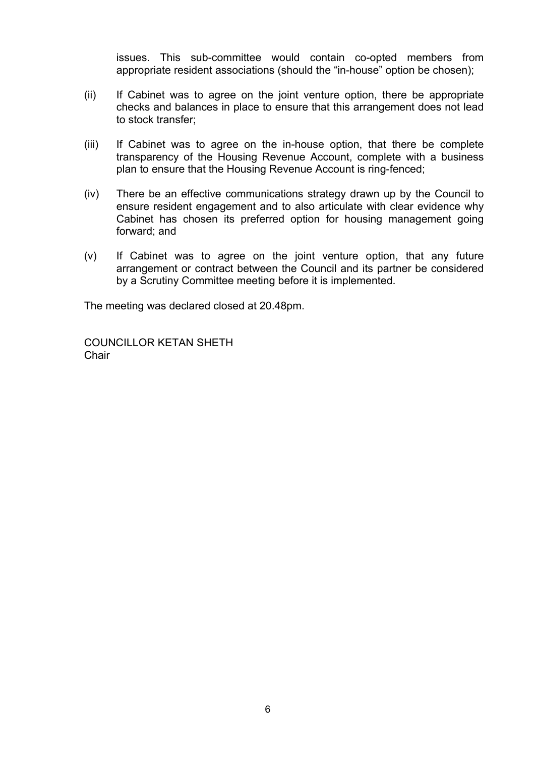issues. This sub-committee would contain co-opted members from appropriate resident associations (should the "in-house" option be chosen);

(ii) If Cabinet was to agree on the joint venture option, there be appropriate checks and balances in place to ensure that this arrangement does not lead to stock transfer;

(iii) If Cabinet was to agree on the in-house option, that there be complete transparency of the Housing Revenue Account, complete with a business plan to ensure that the Housing Revenue Account is ring-fenced;

(iv) There be an effective communications strategy drawn up by the Council to ensure resident engagement and to also articulate with clear evidence why Cabinet has chosen its preferred option for housing management going forward; and

(v) If Cabinet was to agree on the joint venture option, that any future arrangement or contract between the Council and its partner be considered by a Scrutiny Committee meeting before it is implemented.

The meeting was declared closed at 20.48pm.

COUNCILLOR KETAN SHETH
Chair